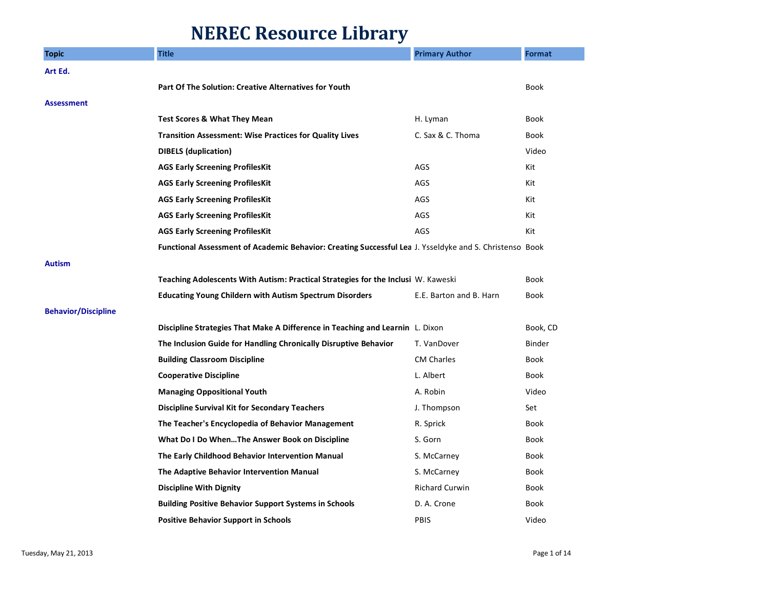# NEREC Resource Library

| Topic | Title | Primary Author | Format |
| --- | --- | --- | --- |
| **Art Ed.** | | | |
| | **Part Of The Solution: Creative Alternatives for Youth** | | Book |
| **Assessment** | | | |
| | **Test Scores & What They Mean** | H. Lyman | Book |
| | **Transition Assessment: Wise Practices for Quality Lives** | C. Sax & C. Thoma | Book |
| | **DIBELS (duplication)** | | Video |
| | **AGS Early Screening ProfilesKit** | AGS | Kit |
| | **AGS Early Screening ProfilesKit** | AGS | Kit |
| | **AGS Early Screening ProfilesKit** | AGS | Kit |
| | **AGS Early Screening ProfilesKit** | AGS | Kit |
| | **AGS Early Screening ProfilesKit** | AGS | Kit |
| | **Functional Assessment of Academic Behavior: Creating Successful Lea** | J. Ysseldyke and S. Christenso | Book |
| **Autism** | | | |
| | **Teaching Adolescents With Autism: Practical Strategies for the Inclusi** | W. Kaweski | Book |
| | **Educating Young Childern with Autism Spectrum Disorders** | E.E. Barton and B. Harn | Book |
| **Behavior/Discipline** | | | |
| | **Discipline Strategies That Make A Difference in Teaching and Learnin** | L. Dixon | Book, CD |
| | **The Inclusion Guide for Handling Chronically Disruptive Behavior** | T. VanDover | Binder |
| | **Building Classroom Discipline** | CM Charles | Book |
| | **Cooperative Discipline** | L. Albert | Book |
| | **Managing Oppositional Youth** | A. Robin | Video |
| | **Discipline Survival Kit for Secondary Teachers** | J. Thompson | Set |
| | **The Teacher's Encyclopedia of Behavior Management** | R. Sprick | Book |
| | **What Do I Do When…The Answer Book on Discipline** | S. Gorn | Book |
| | **The Early Childhood Behavior Intervention Manual** | S. McCarney | Book |
| | **The Adaptive Behavior Intervention Manual** | S. McCarney | Book |
| | **Discipline With Dignity** | Richard Curwin | Book |
| | **Building Positive Behavior Support Systems in Schools** | D. A. Crone | Book |
| | **Positive Behavior Support in Schools** | PBIS | Video |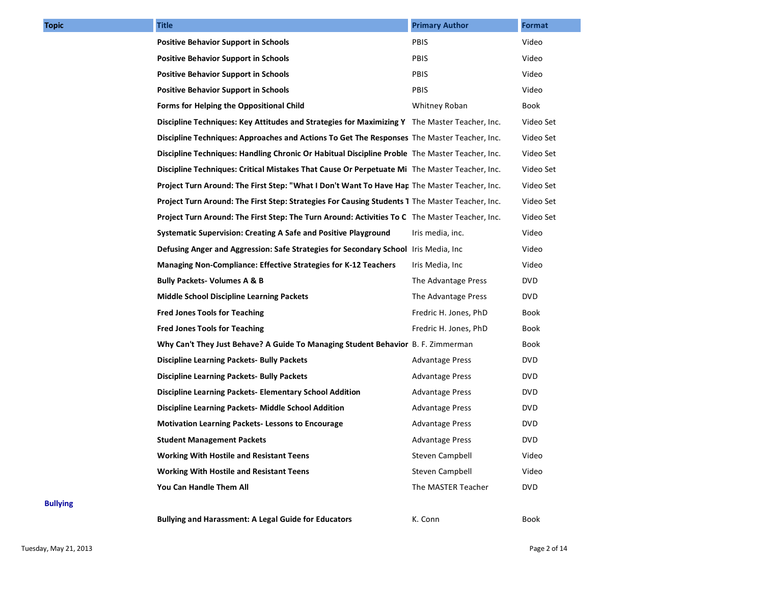| Topic | Title | Primary Author | Format |
| --- | --- | --- | --- |
| | **Positive Behavior Support in Schools** | PBIS | Video |
| | **Positive Behavior Support in Schools** | PBIS | Video |
| | **Positive Behavior Support in Schools** | PBIS | Video |
| | **Positive Behavior Support in Schools** | PBIS | Video |
| | **Forms for Helping the Oppositional Child** | Whitney Roban | Book |
| | **Discipline Techniques: Key Attitudes and Strategies for Maximizing Y** | The Master Teacher, Inc. | Video Set |
| | **Discipline Techniques: Approaches and Actions To Get The Responses** | The Master Teacher, Inc. | Video Set |
| | **Discipline Techniques: Handling Chronic Or Habitual Discipline Proble** | The Master Teacher, Inc. | Video Set |
| | **Discipline Techniques: Critical Mistakes That Cause Or Perpetuate Mi** | The Master Teacher, Inc. | Video Set |
| | **Project Turn Around: The First Step: "What I Don't Want To Have Hap** | The Master Teacher, Inc. | Video Set |
| | **Project Turn Around: The First Step: Strategies For Causing Students T** | The Master Teacher, Inc. | Video Set |
| | **Project Turn Around: The First Step: The Turn Around: Activities To C** | The Master Teacher, Inc. | Video Set |
| | **Systematic Supervision: Creating A Safe and Positive Playground** | Iris media, inc. | Video |
| | **Defusing Anger and Aggression: Safe Strategies for Secondary School** | Iris Media, Inc | Video |
| | **Managing Non-Compliance: Effective Strategies for K-12 Teachers** | Iris Media, Inc | Video |
| | **Bully Packets- Volumes A & B** | The Advantage Press | DVD |
| | **Middle School Discipline Learning Packets** | The Advantage Press | DVD |
| | **Fred Jones Tools for Teaching** | Fredric H. Jones, PhD | Book |
| | **Fred Jones Tools for Teaching** | Fredric H. Jones, PhD | Book |
| | **Why Can't They Just Behave? A Guide To Managing Student Behavior** | B. F. Zimmerman | Book |
| | **Discipline Learning Packets- Bully Packets** | Advantage Press | DVD |
| | **Discipline Learning Packets- Bully Packets** | Advantage Press | DVD |
| | **Discipline Learning Packets- Elementary School Addition** | Advantage Press | DVD |
| | **Discipline Learning Packets- Middle School Addition** | Advantage Press | DVD |
| | **Motivation Learning Packets- Lessons to Encourage** | Advantage Press | DVD |
| | **Student Management Packets** | Advantage Press | DVD |
| | **Working With Hostile and Resistant Teens** | Steven Campbell | Video |
| | **Working With Hostile and Resistant Teens** | Steven Campbell | Video |
| | **You Can Handle Them All** | The MASTER Teacher | DVD |
| **Bullying** | | | |
| | **Bullying and Harassment: A Legal Guide for Educators** | K. Conn | Book |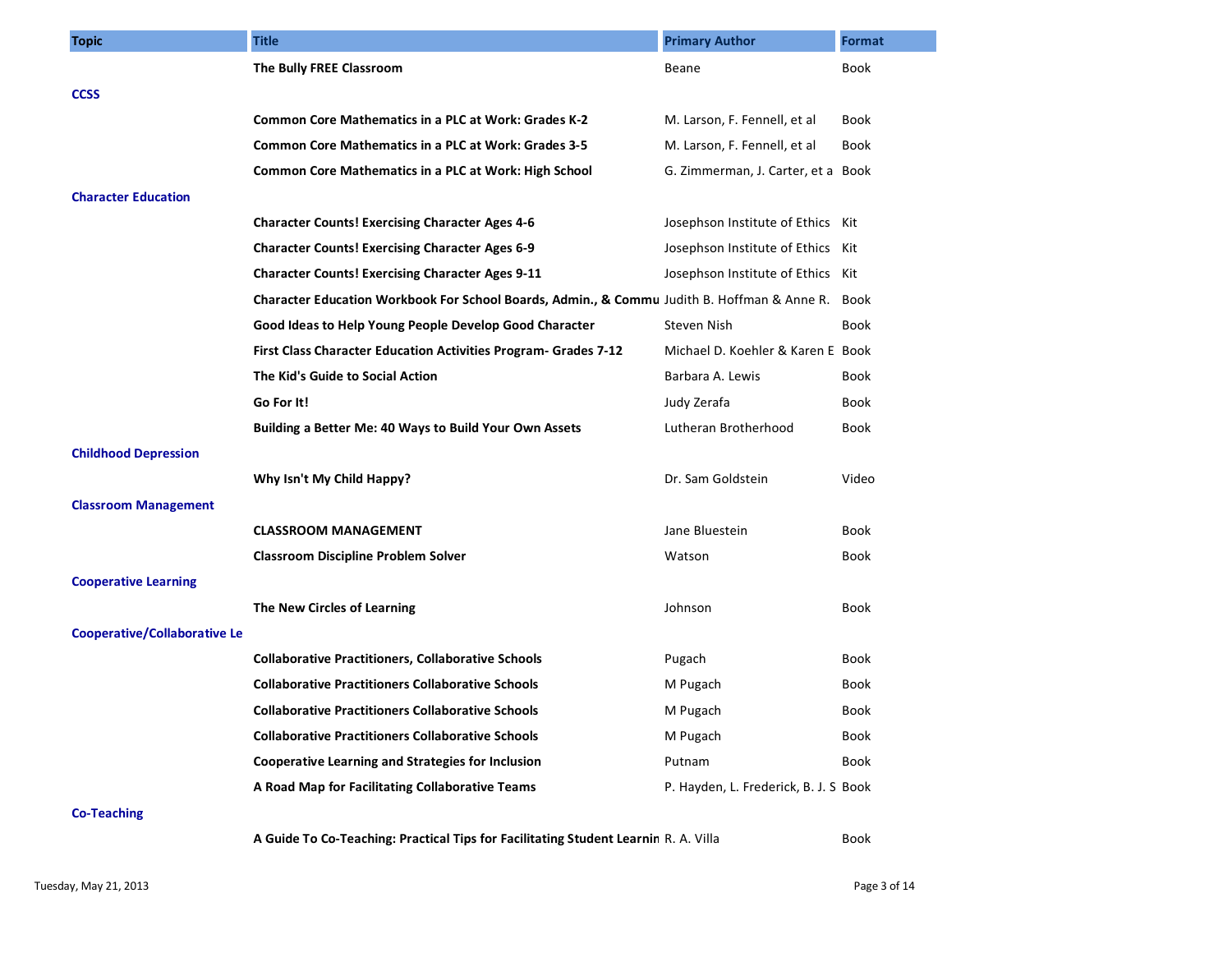| Topic | Title | Primary Author | Format |
| --- | --- | --- | --- |
| | **The Bully FREE Classroom** | Beane | Book |
| **CCSS** | | | |
| | **Common Core Mathematics in a PLC at Work: Grades K-2** | M. Larson, F. Fennell, et al | Book |
| | **Common Core Mathematics in a PLC at Work: Grades 3-5** | M. Larson, F. Fennell, et al | Book |
| | **Common Core Mathematics in a PLC at Work: High School** | G. Zimmerman, J. Carter, et a | Book |
| **Character Education** | | | |
| | **Character Counts! Exercising Character Ages 4-6** | Josephson Institute of Ethics | Kit |
| | **Character Counts! Exercising Character Ages 6-9** | Josephson Institute of Ethics | Kit |
| | **Character Counts! Exercising Character Ages 9-11** | Josephson Institute of Ethics | Kit |
| | **Character Education Workbook For School Boards, Admin., & Commu** | Judith B. Hoffman & Anne R. | Book |
| | **Good Ideas to Help Young People Develop Good Character** | Steven Nish | Book |
| | **First Class Character Education Activities Program- Grades 7-12** | Michael D. Koehler & Karen E | Book |
| | **The Kid's Guide to Social Action** | Barbara A. Lewis | Book |
| | **Go For It!** | Judy Zerafa | Book |
| | **Building a Better Me: 40 Ways to Build Your Own Assets** | Lutheran Brotherhood | Book |
| **Childhood Depression** | | | |
| | **Why Isn't My Child Happy?** | Dr. Sam Goldstein | Video |
| **Classroom Management** | | | |
| | **CLASSROOM MANAGEMENT** | Jane Bluestein | Book |
| | **Classroom Discipline Problem Solver** | Watson | Book |
| **Cooperative Learning** | | | |
| | **The New Circles of Learning** | Johnson | Book |
| **Cooperative/Collaborative Le** | | | |
| | **Collaborative Practitioners, Collaborative Schools** | Pugach | Book |
| | **Collaborative Practitioners Collaborative Schools** | M Pugach | Book |
| | **Collaborative Practitioners Collaborative Schools** | M Pugach | Book |
| | **Collaborative Practitioners Collaborative Schools** | M Pugach | Book |
| | **Cooperative Learning and Strategies for Inclusion** | Putnam | Book |
| | **A Road Map for Facilitating Collaborative Teams** | P. Hayden, L. Frederick, B. J. S | Book |
| **Co-Teaching** | | | |
| | **A Guide To Co-Teaching: Practical Tips for Facilitating Student Learnin** | R. A. Villa | Book |

Tuesday, May 21, 2013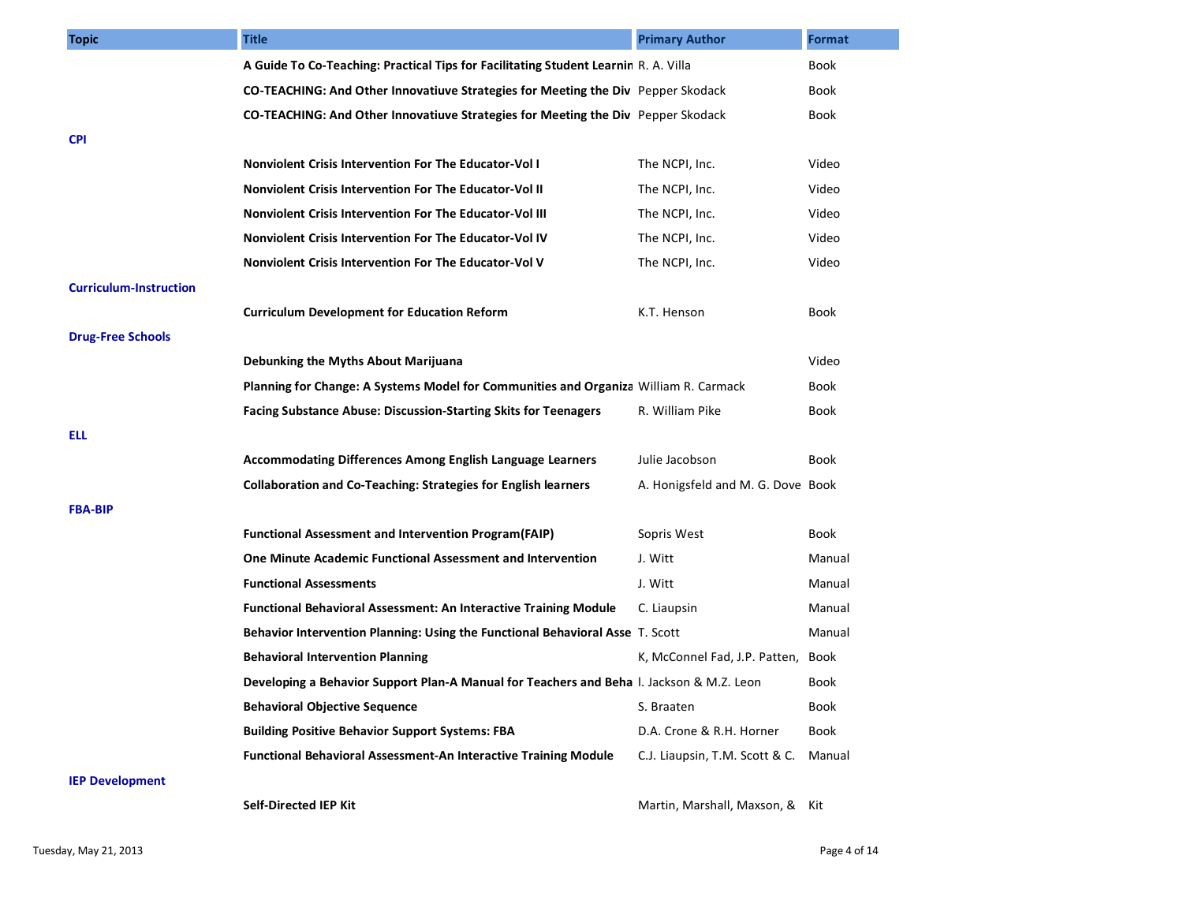| Topic | Title | Primary Author | Format |
|---|---|---|---|
| | **A Guide To Co-Teaching: Practical Tips for Facilitating Student Learnin** | R. A. Villa | Book |
| | **CO-TEACHING: And Other Innovatiuve Strategies for Meeting the Div** | Pepper Skodack | Book |
| | **CO-TEACHING: And Other Innovatiuve Strategies for Meeting the Div** | Pepper Skodack | Book |
| **CPI** | | | |
| | **Nonviolent Crisis Intervention For The Educator-Vol I** | The NCPI, Inc. | Video |
| | **Nonviolent Crisis Intervention For The Educator-Vol II** | The NCPI, Inc. | Video |
| | **Nonviolent Crisis Intervention For The Educator-Vol III** | The NCPI, Inc. | Video |
| | **Nonviolent Crisis Intervention For The Educator-Vol IV** | The NCPI, Inc. | Video |
| | **Nonviolent Crisis Intervention For The Educator-Vol V** | The NCPI, Inc. | Video |
| **Curriculum-Instruction** | | | |
| | **Curriculum Development for Education Reform** | K.T. Henson | Book |
| **Drug-Free Schools** | | | |
| | **Debunking the Myths About Marijuana** | | Video |
| | **Planning for Change: A Systems Model for Communities and Organiza** | William R. Carmack | Book |
| | **Facing Substance Abuse: Discussion-Starting Skits for Teenagers** | R. William Pike | Book |
| **ELL** | | | |
| | **Accommodating Differences Among English Language Learners** | Julie Jacobson | Book |
| | **Collaboration and Co-Teaching: Strategies for English learners** | A. Honigsfeld and M. G. Dove | Book |
| **FBA-BIP** | | | |
| | **Functional Assessment and Intervention Program(FAIP)** | Sopris West | Book |
| | **One Minute Academic Functional Assessment and Intervention** | J. Witt | Manual |
| | **Functional Assessments** | J. Witt | Manual |
| | **Functional Behavioral Assessment: An Interactive Training Module** | C. Liaupsin | Manual |
| | **Behavior Intervention Planning: Using the Functional Behavioral Asse** | T. Scott | Manual |
| | **Behavioral Intervention Planning** | K, McConnel Fad, J.P. Patten, | Book |
| | **Developing a Behavior Support Plan-A Manual for Teachers and Beha** | I. Jackson & M.Z. Leon | Book |
| | **Behavioral Objective Sequence** | S. Braaten | Book |
| | **Building Positive Behavior Support Systems: FBA** | D.A. Crone & R.H. Horner | Book |
| | **Functional Behavioral Assessment-An Interactive Training Module** | C.J. Liaupsin, T.M. Scott & C. | Manual |
| **IEP Development** | | | |
| | **Self-Directed IEP Kit** | Martin, Marshall, Maxson, & | Kit |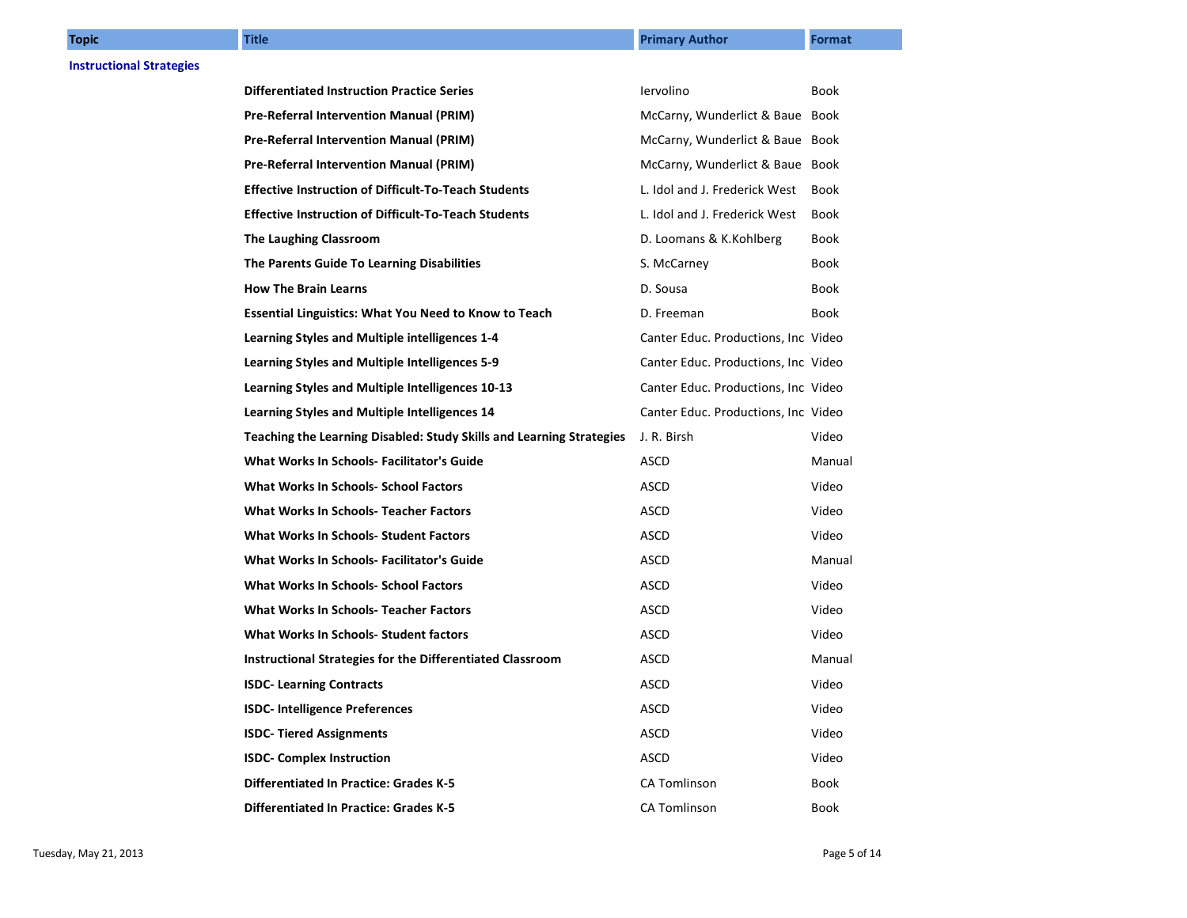| Topic | Title | Primary Author | Format |
|---|---|---|---|
| **Instructional Strategies** | | | |
| | **Differentiated Instruction Practice Series** | Iervolino | Book |
| | **Pre-Referral Intervention Manual (PRIM)** | McCarny, Wunderlict & Baue | Book |
| | **Pre-Referral Intervention Manual (PRIM)** | McCarny, Wunderlict & Baue | Book |
| | **Pre-Referral Intervention Manual (PRIM)** | McCarny, Wunderlict & Baue | Book |
| | **Effective Instruction of Difficult-To-Teach Students** | L. Idol and J. Frederick West | Book |
| | **Effective Instruction of Difficult-To-Teach Students** | L. Idol and J. Frederick West | Book |
| | **The Laughing Classroom** | D. Loomans & K.Kohlberg | Book |
| | **The Parents Guide To Learning Disabilities** | S. McCarney | Book |
| | **How The Brain Learns** | D. Sousa | Book |
| | **Essential Linguistics: What You Need to Know to Teach** | D. Freeman | Book |
| | **Learning Styles and Multiple intelligences 1-4** | Canter Educ. Productions, Inc | Video |
| | **Learning Styles and Multiple Intelligences 5-9** | Canter Educ. Productions, Inc | Video |
| | **Learning Styles and Multiple Intelligences 10-13** | Canter Educ. Productions, Inc | Video |
| | **Learning Styles and Multiple Intelligences 14** | Canter Educ. Productions, Inc | Video |
| | **Teaching the Learning Disabled: Study Skills and Learning Strategies** | J. R. Birsh | Video |
| | **What Works In Schools- Facilitator's Guide** | ASCD | Manual |
| | **What Works In Schools- School Factors** | ASCD | Video |
| | **What Works In Schools- Teacher Factors** | ASCD | Video |
| | **What Works In Schools- Student Factors** | ASCD | Video |
| | **What Works In Schools- Facilitator's Guide** | ASCD | Manual |
| | **What Works In Schools- School Factors** | ASCD | Video |
| | **What Works In Schools- Teacher Factors** | ASCD | Video |
| | **What Works In Schools- Student factors** | ASCD | Video |
| | **Instructional Strategies for the Differentiated Classroom** | ASCD | Manual |
| | **ISDC- Learning Contracts** | ASCD | Video |
| | **ISDC- Intelligence Preferences** | ASCD | Video |
| | **ISDC- Tiered Assignments** | ASCD | Video |
| | **ISDC- Complex Instruction** | ASCD | Video |
| | **Differentiated In Practice: Grades K-5** | CA Tomlinson | Book |
| | **Differentiated In Practice: Grades K-5** | CA Tomlinson | Book |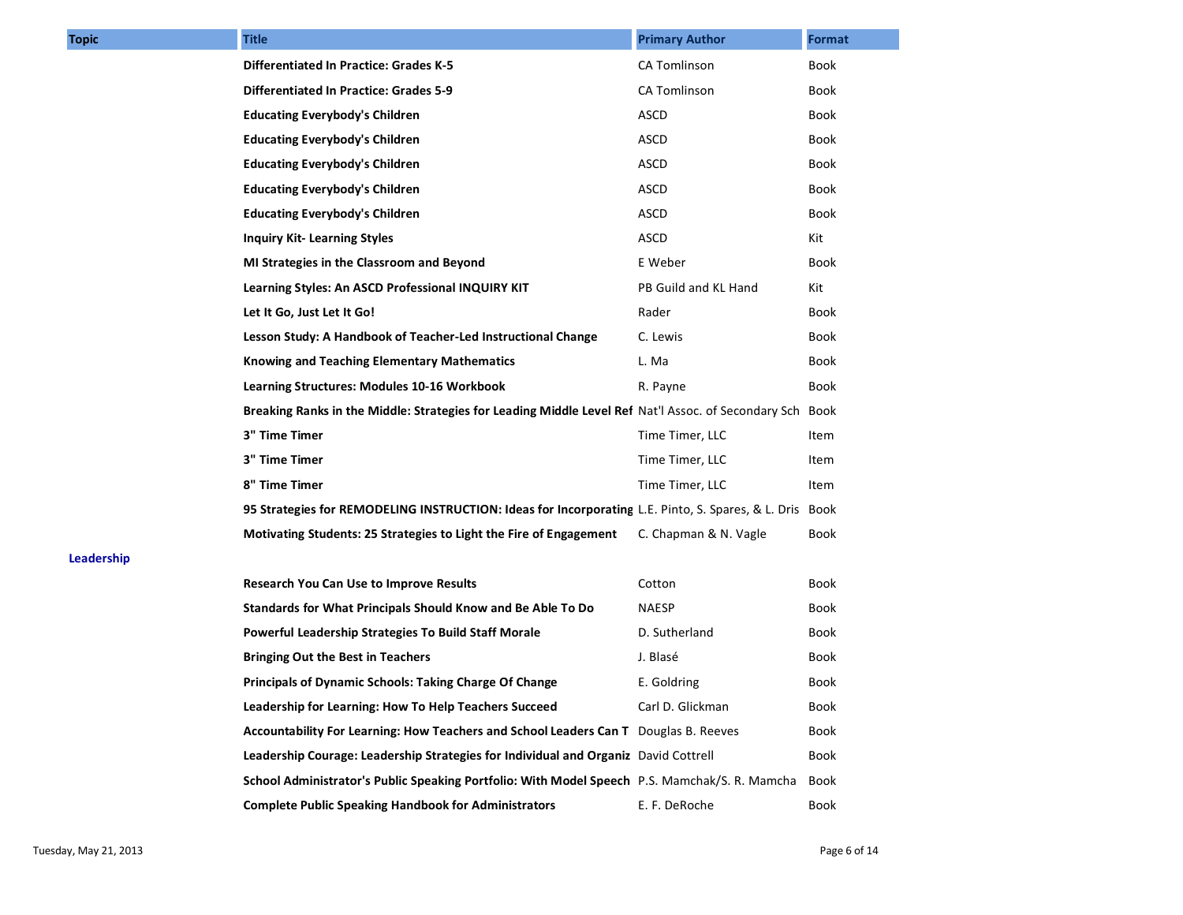| Topic | Title | Primary Author | Format |
|---|---|---|---|
| | **Differentiated In Practice: Grades K-5** | CA Tomlinson | Book |
| | **Differentiated In Practice: Grades 5-9** | CA Tomlinson | Book |
| | **Educating Everybody's Children** | ASCD | Book |
| | **Educating Everybody's Children** | ASCD | Book |
| | **Educating Everybody's Children** | ASCD | Book |
| | **Educating Everybody's Children** | ASCD | Book |
| | **Educating Everybody's Children** | ASCD | Book |
| | **Inquiry Kit- Learning Styles** | ASCD | Kit |
| | **MI Strategies in the Classroom and Beyond** | E Weber | Book |
| | **Learning Styles: An ASCD Professional INQUIRY KIT** | PB Guild and KL Hand | Kit |
| | **Let It Go, Just Let It Go!** | Rader | Book |
| | **Lesson Study: A Handbook of Teacher-Led Instructional Change** | C. Lewis | Book |
| | **Knowing and Teaching Elementary Mathematics** | L. Ma | Book |
| | **Learning Structures: Modules 10-16 Workbook** | R. Payne | Book |
| | **Breaking Ranks in the Middle: Strategies for Leading Middle Level Ref** | Nat'l Assoc. of Secondary Sch | Book |
| | **3" Time Timer** | Time Timer, LLC | Item |
| | **3" Time Timer** | Time Timer, LLC | Item |
| | **8" Time Timer** | Time Timer, LLC | Item |
| | **95 Strategies for REMODELING INSTRUCTION: Ideas for Incorporating** | L.E. Pinto, S. Spares, & L. Dris | Book |
| | **Motivating Students: 25 Strategies to Light the Fire of Engagement** | C. Chapman & N. Vagle | Book |
| **Leadership** | | | |
| | **Research You Can Use to Improve Results** | Cotton | Book |
| | **Standards for What Principals Should Know and Be Able To Do** | NAESP | Book |
| | **Powerful Leadership Strategies To Build Staff Morale** | D. Sutherland | Book |
| | **Bringing Out the Best in Teachers** | J. Blasé | Book |
| | **Principals of Dynamic Schools: Taking Charge Of Change** | E. Goldring | Book |
| | **Leadership for Learning: How To Help Teachers Succeed** | Carl D. Glickman | Book |
| | **Accountability For Learning: How Teachers and School Leaders Can T** | Douglas B. Reeves | Book |
| | **Leadership Courage: Leadership Strategies for Individual and Organiz** | David Cottrell | Book |
| | **School Administrator's Public Speaking Portfolio: With Model Speech** | P.S. Mamchak/S. R. Mamcha | Book |
| | **Complete Public Speaking Handbook for Administrators** | E. F. DeRoche | Book |

Tuesday, May 21, 2013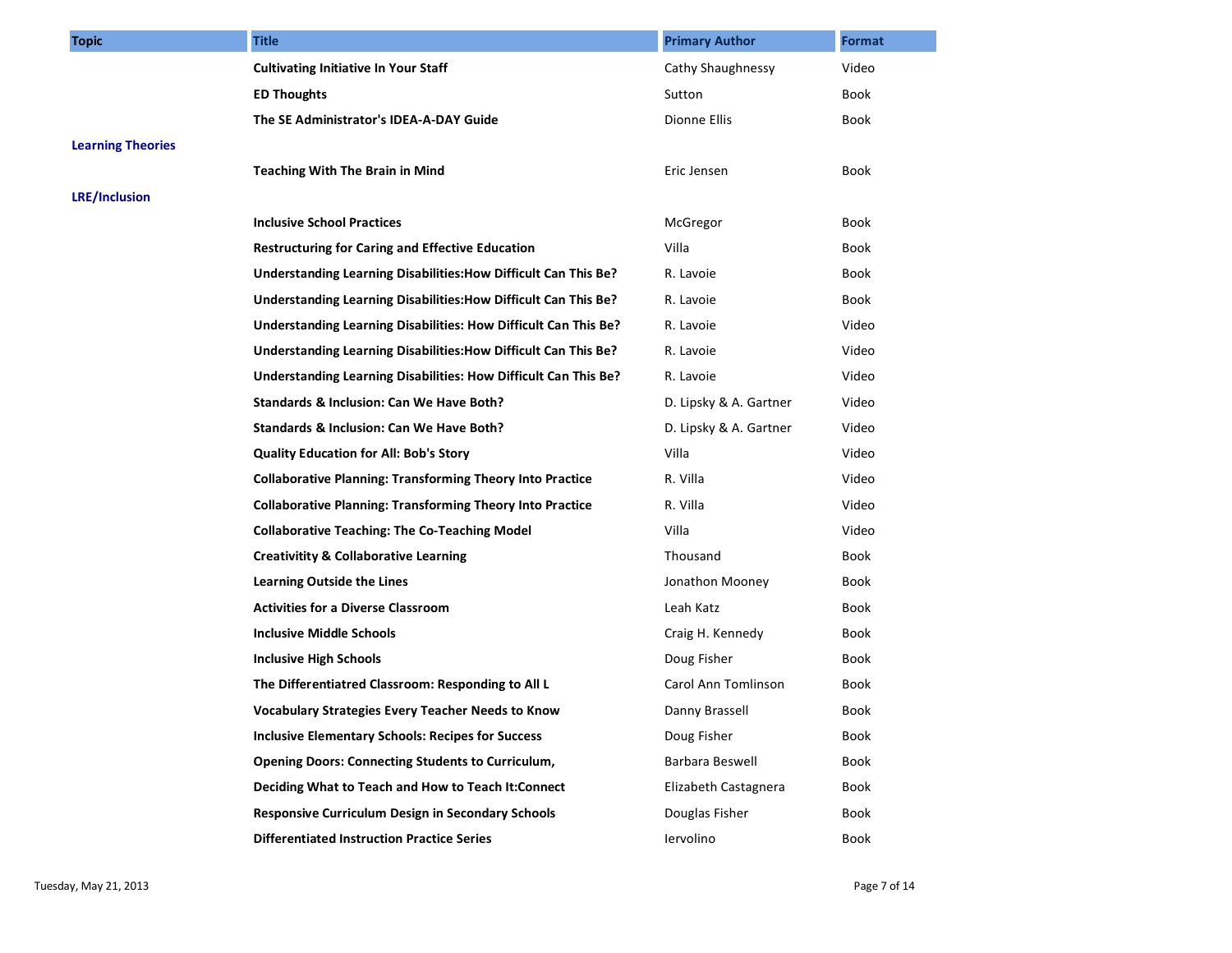| Topic | Title | Primary Author | Format |
|---|---|---|---|
| | **Cultivating Initiative In Your Staff** | Cathy Shaughnessy | Video |
| | **ED Thoughts** | Sutton | Book |
| | **The SE Administrator's IDEA-A-DAY Guide** | Dionne Ellis | Book |
| **Learning Theories** | | | |
| | **Teaching With The Brain in Mind** | Eric Jensen | Book |
| **LRE/Inclusion** | | | |
| | **Inclusive School Practices** | McGregor | Book |
| | **Restructuring for Caring and Effective Education** | Villa | Book |
| | **Understanding Learning Disabilities:How Difficult Can This Be?** | R. Lavoie | Book |
| | **Understanding Learning Disabilities:How Difficult Can This Be?** | R. Lavoie | Book |
| | **Understanding Learning Disabilities: How Difficult Can This Be?** | R. Lavoie | Video |
| | **Understanding Learning Disabilities:How Difficult Can This Be?** | R. Lavoie | Video |
| | **Understanding Learning Disabilities: How Difficult Can This Be?** | R. Lavoie | Video |
| | **Standards & Inclusion: Can We Have Both?** | D. Lipsky & A. Gartner | Video |
| | **Standards & Inclusion: Can We Have Both?** | D. Lipsky & A. Gartner | Video |
| | **Quality Education for All: Bob's Story** | Villa | Video |
| | **Collaborative Planning: Transforming Theory Into Practice** | R. Villa | Video |
| | **Collaborative Planning: Transforming Theory Into Practice** | R. Villa | Video |
| | **Collaborative Teaching: The Co-Teaching Model** | Villa | Video |
| | **Creativitity & Collaborative Learning** | Thousand | Book |
| | **Learning Outside the Lines** | Jonathon Mooney | Book |
| | **Activities for a Diverse Classroom** | Leah Katz | Book |
| | **Inclusive Middle Schools** | Craig H. Kennedy | Book |
| | **Inclusive High Schools** | Doug Fisher | Book |
| | **The Differentiatred Classroom: Responding to All L** | Carol Ann Tomlinson | Book |
| | **Vocabulary Strategies Every Teacher Needs to Know** | Danny Brassell | Book |
| | **Inclusive Elementary Schools: Recipes for Success** | Doug Fisher | Book |
| | **Opening Doors: Connecting Students to Curriculum,** | Barbara Beswell | Book |
| | **Deciding What to Teach and How to Teach It:Connect** | Elizabeth Castagnera | Book |
| | **Responsive Curriculum Design in Secondary Schools** | Douglas Fisher | Book |
| | **Differentiated Instruction Practice Series** | Iervolino | Book |

Tuesday, May 21, 2013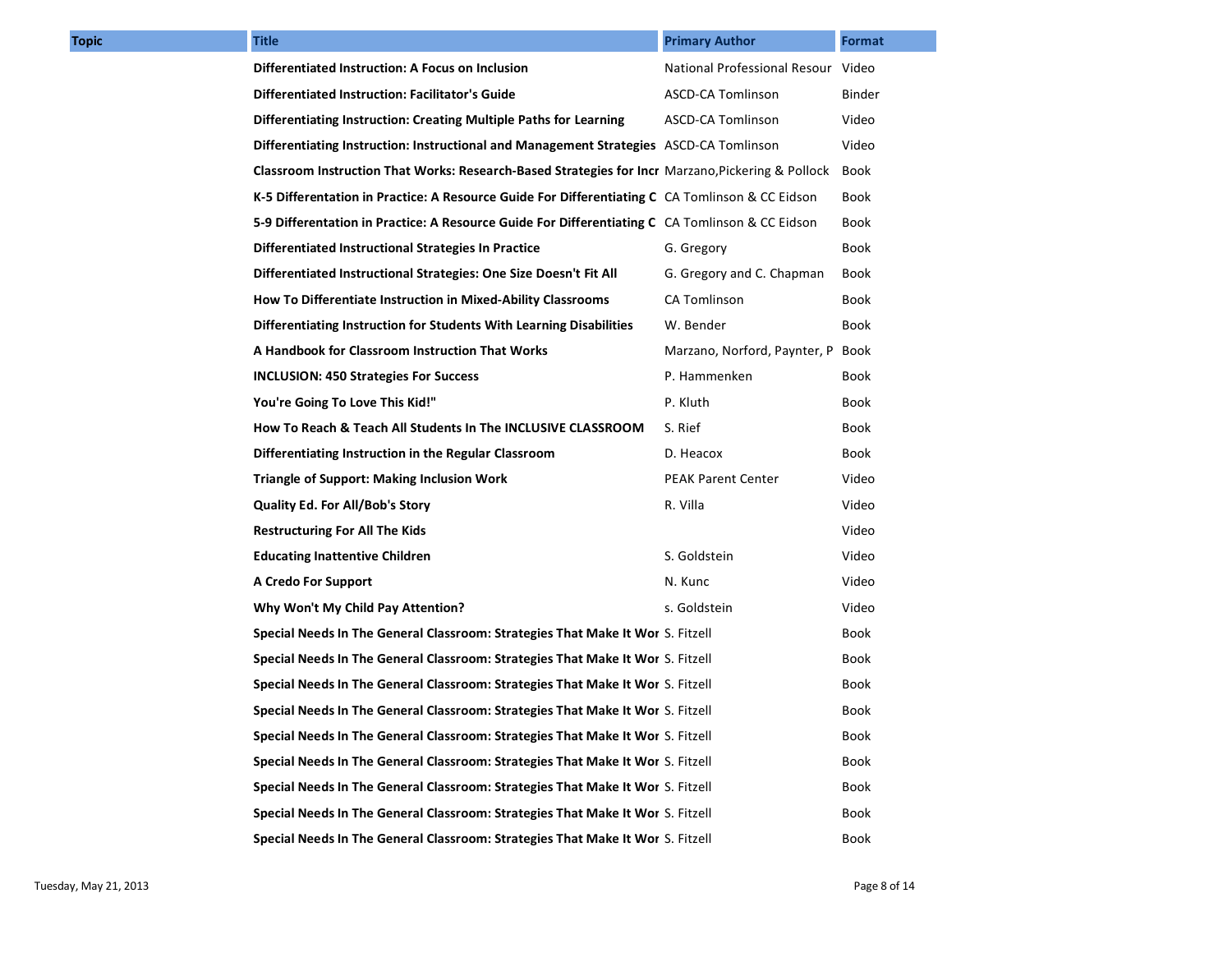| Topic | Title | Primary Author | Format |
| --- | --- | --- | --- |
| | **Differentiated Instruction: A Focus on Inclusion** | National Professional Resour | Video |
| | **Differentiated Instruction: Facilitator's Guide** | ASCD-CA Tomlinson | Binder |
| | **Differentiating Instruction: Creating Multiple Paths for Learning** | ASCD-CA Tomlinson | Video |
| | **Differentiating Instruction: Instructional and Management Strategies** | ASCD-CA Tomlinson | Video |
| | **Classroom Instruction That Works: Research-Based Strategies for Incr** | Marzano,Pickering & Pollock | Book |
| | **K-5 Differentation in Practice: A Resource Guide For Differentiating C** | CA Tomlinson & CC Eidson | Book |
| | **5-9 Differentation in Practice: A Resource Guide For Differentiating C** | CA Tomlinson & CC Eidson | Book |
| | **Differentiated Instructional Strategies In Practice** | G. Gregory | Book |
| | **Differentiated Instructional Strategies: One Size Doesn't Fit All** | G. Gregory and C. Chapman | Book |
| | **How To Differentiate Instruction in Mixed-Ability Classrooms** | CA Tomlinson | Book |
| | **Differentiating Instruction for Students With Learning Disabilities** | W. Bender | Book |
| | **A Handbook for Classroom Instruction That Works** | Marzano, Norford, Paynter, P | Book |
| | **INCLUSION: 450 Strategies For Success** | P. Hammenken | Book |
| | **You're Going To Love This Kid!"** | P. Kluth | Book |
| | **How To Reach & Teach All Students In The INCLUSIVE CLASSROOM** | S. Rief | Book |
| | **Differentiating Instruction in the Regular Classroom** | D. Heacox | Book |
| | **Triangle of Support: Making Inclusion Work** | PEAK Parent Center | Video |
| | **Quality Ed. For All/Bob's Story** | R. Villa | Video |
| | **Restructuring For All The Kids** | | Video |
| | **Educating Inattentive Children** | S. Goldstein | Video |
| | **A Credo For Support** | N. Kunc | Video |
| | **Why Won't My Child Pay Attention?** | s. Goldstein | Video |
| | **Special Needs In The General Classroom: Strategies That Make It Wor** | S. Fitzell | Book |
| | **Special Needs In The General Classroom: Strategies That Make It Wor** | S. Fitzell | Book |
| | **Special Needs In The General Classroom: Strategies That Make It Wor** | S. Fitzell | Book |
| | **Special Needs In The General Classroom: Strategies That Make It Wor** | S. Fitzell | Book |
| | **Special Needs In The General Classroom: Strategies That Make It Wor** | S. Fitzell | Book |
| | **Special Needs In The General Classroom: Strategies That Make It Wor** | S. Fitzell | Book |
| | **Special Needs In The General Classroom: Strategies That Make It Wor** | S. Fitzell | Book |
| | **Special Needs In The General Classroom: Strategies That Make It Wor** | S. Fitzell | Book |
| | **Special Needs In The General Classroom: Strategies That Make It Wor** | S. Fitzell | Book |

Tuesday, May 21, 2013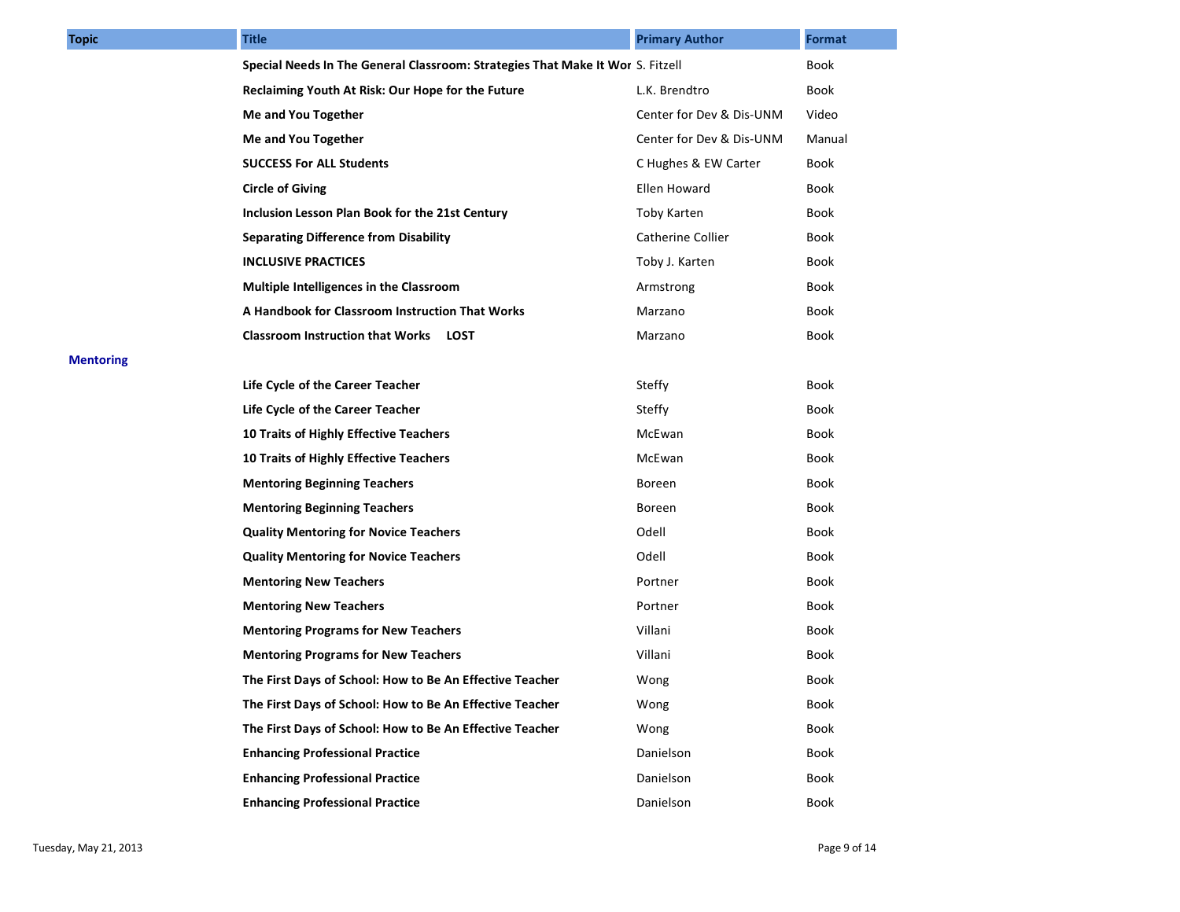| Topic | Title | Primary Author | Format |
|---|---|---|---|
| | **Special Needs In The General Classroom: Strategies That Make It Wor** | S. Fitzell | Book |
| | **Reclaiming Youth At Risk: Our Hope for the Future** | L.K. Brendtro | Book |
| | **Me and You Together** | Center for Dev & Dis-UNM | Video |
| | **Me and You Together** | Center for Dev & Dis-UNM | Manual |
| | **SUCCESS For ALL Students** | C Hughes & EW Carter | Book |
| | **Circle of Giving** | Ellen Howard | Book |
| | **Inclusion Lesson Plan Book for the 21st Century** | Toby Karten | Book |
| | **Separating Difference from Disability** | Catherine Collier | Book |
| | **INCLUSIVE PRACTICES** | Toby J. Karten | Book |
| | **Multiple Intelligences in the Classroom** | Armstrong | Book |
| | **A Handbook for Classroom Instruction That Works** | Marzano | Book |
| | **Classroom Instruction that Works LOST** | Marzano | Book |
| **Mentoring** | | | |
| | **Life Cycle of the Career Teacher** | Steffy | Book |
| | **Life Cycle of the Career Teacher** | Steffy | Book |
| | **10 Traits of Highly Effective Teachers** | McEwan | Book |
| | **10 Traits of Highly Effective Teachers** | McEwan | Book |
| | **Mentoring Beginning Teachers** | Boreen | Book |
| | **Mentoring Beginning Teachers** | Boreen | Book |
| | **Quality Mentoring for Novice Teachers** | Odell | Book |
| | **Quality Mentoring for Novice Teachers** | Odell | Book |
| | **Mentoring New Teachers** | Portner | Book |
| | **Mentoring New Teachers** | Portner | Book |
| | **Mentoring Programs for New Teachers** | Villani | Book |
| | **Mentoring Programs for New Teachers** | Villani | Book |
| | **The First Days of School: How to Be An Effective Teacher** | Wong | Book |
| | **The First Days of School: How to Be An Effective Teacher** | Wong | Book |
| | **The First Days of School: How to Be An Effective Teacher** | Wong | Book |
| | **Enhancing Professional Practice** | Danielson | Book |
| | **Enhancing Professional Practice** | Danielson | Book |
| | **Enhancing Professional Practice** | Danielson | Book |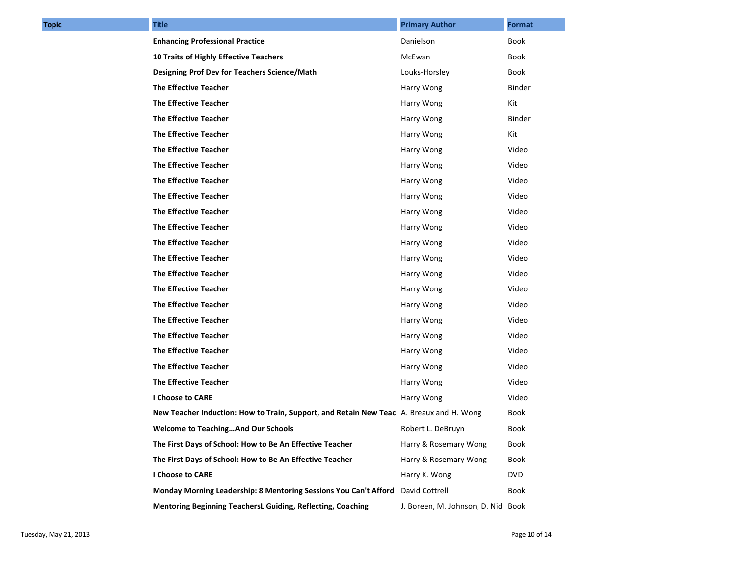| Topic | Title | Primary Author | Format |
|---|---|---|---|
| | **Enhancing Professional Practice** | Danielson | Book |
| | **10 Traits of Highly Effective Teachers** | McEwan | Book |
| | **Designing Prof Dev for Teachers Science/Math** | Louks-Horsley | Book |
| | **The Effective Teacher** | Harry Wong | Binder |
| | **The Effective Teacher** | Harry Wong | Kit |
| | **The Effective Teacher** | Harry Wong | Binder |
| | **The Effective Teacher** | Harry Wong | Kit |
| | **The Effective Teacher** | Harry Wong | Video |
| | **The Effective Teacher** | Harry Wong | Video |
| | **The Effective Teacher** | Harry Wong | Video |
| | **The Effective Teacher** | Harry Wong | Video |
| | **The Effective Teacher** | Harry Wong | Video |
| | **The Effective Teacher** | Harry Wong | Video |
| | **The Effective Teacher** | Harry Wong | Video |
| | **The Effective Teacher** | Harry Wong | Video |
| | **The Effective Teacher** | Harry Wong | Video |
| | **The Effective Teacher** | Harry Wong | Video |
| | **The Effective Teacher** | Harry Wong | Video |
| | **The Effective Teacher** | Harry Wong | Video |
| | **The Effective Teacher** | Harry Wong | Video |
| | **The Effective Teacher** | Harry Wong | Video |
| | **The Effective Teacher** | Harry Wong | Video |
| | **The Effective Teacher** | Harry Wong | Video |
| | **I Choose to CARE** | Harry Wong | Video |
| | **New Teacher Induction: How to Train, Support, and Retain New Teac** | A. Breaux and H. Wong | Book |
| | **Welcome to Teaching…And Our Schools** | Robert L. DeBruyn | Book |
| | **The First Days of School: How to Be An Effective Teacher** | Harry & Rosemary Wong | Book |
| | **The First Days of School: How to Be An Effective Teacher** | Harry & Rosemary Wong | Book |
| | **I Choose to CARE** | Harry K. Wong | DVD |
| | **Monday Morning Leadership: 8 Mentoring Sessions You Can't Afford** | David Cottrell | Book |
| | **Mentoring Beginning TeachersL Guiding, Reflecting, Coaching** | J. Boreen, M. Johnson, D. Nid | Book |

Tuesday, May 21, 2013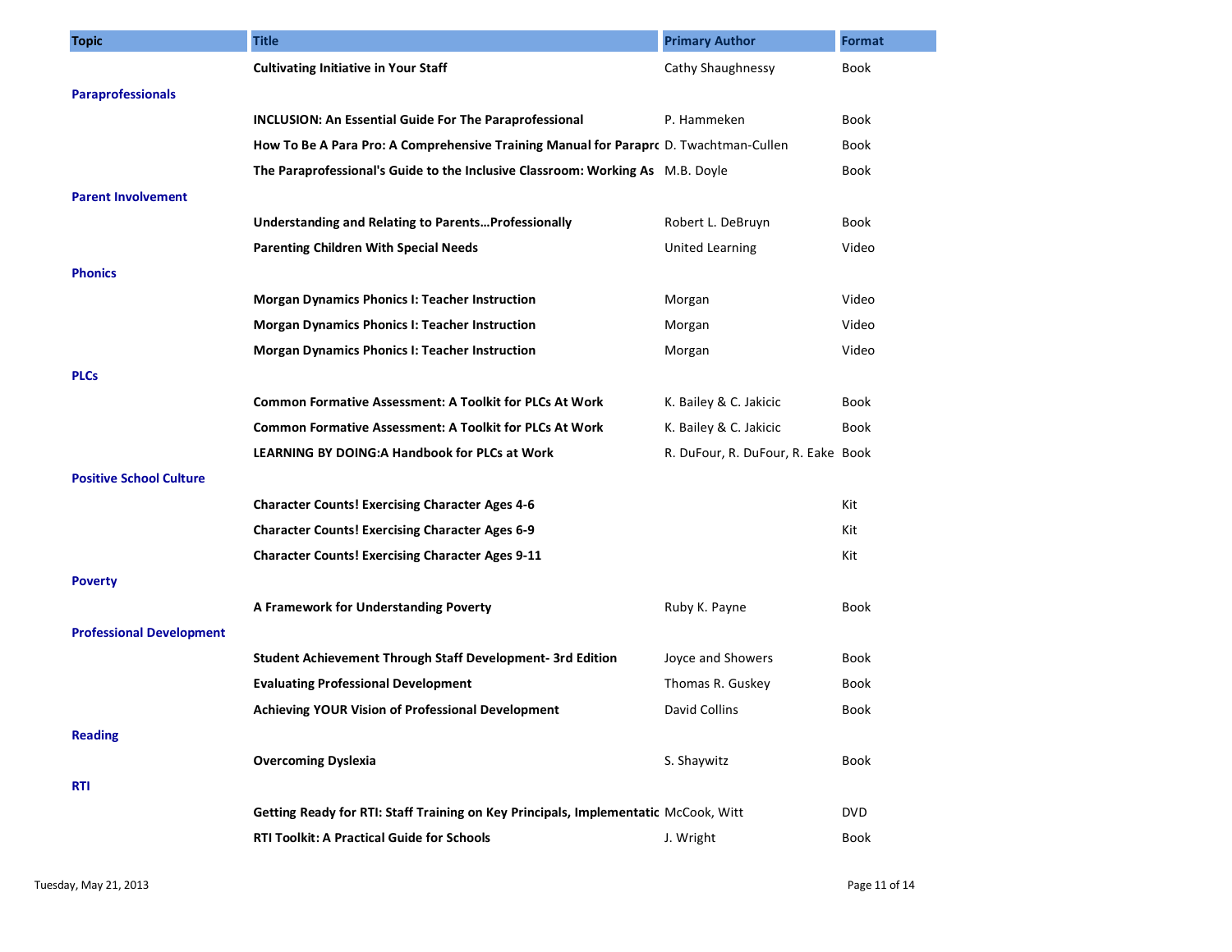| Topic | Title | Primary Author | Format |
|---|---|---|---|
| | **Cultivating Initiative in Your Staff** | Cathy Shaughnessy | Book |
| **Paraprofessionals** | | | |
| | **INCLUSION: An Essential Guide For The Paraprofessional** | P. Hammeken | Book |
| | **How To Be A Para Pro: A Comprehensive Training Manual for Paraprc** | D. Twachtman-Cullen | Book |
| | **The Paraprofessional's Guide to the Inclusive Classroom: Working As** | M.B. Doyle | Book |
| **Parent Involvement** | | | |
| | **Understanding and Relating to Parents…Professionally** | Robert L. DeBruyn | Book |
| | **Parenting Children With Special Needs** | United Learning | Video |
| **Phonics** | | | |
| | **Morgan Dynamics Phonics I: Teacher Instruction** | Morgan | Video |
| | **Morgan Dynamics Phonics I: Teacher Instruction** | Morgan | Video |
| | **Morgan Dynamics Phonics I: Teacher Instruction** | Morgan | Video |
| **PLCs** | | | |
| | **Common Formative Assessment: A Toolkit for PLCs At Work** | K. Bailey & C. Jakicic | Book |
| | **Common Formative Assessment: A Toolkit for PLCs At Work** | K. Bailey & C. Jakicic | Book |
| | **LEARNING BY DOING:A Handbook for PLCs at Work** | R. DuFour, R. DuFour, R. Eake | Book |
| **Positive School Culture** | | | |
| | **Character Counts! Exercising Character Ages 4-6** | | Kit |
| | **Character Counts! Exercising Character Ages 6-9** | | Kit |
| | **Character Counts! Exercising Character Ages 9-11** | | Kit |
| **Poverty** | | | |
| | **A Framework for Understanding Poverty** | Ruby K. Payne | Book |
| **Professional Development** | | | |
| | **Student Achievement Through Staff Development- 3rd Edition** | Joyce and Showers | Book |
| | **Evaluating Professional Development** | Thomas R. Guskey | Book |
| | **Achieving YOUR Vision of Professional Development** | David Collins | Book |
| **Reading** | | | |
| | **Overcoming Dyslexia** | S. Shaywitz | Book |
| **RTI** | | | |
| | **Getting Ready for RTI: Staff Training on Key Principals, Implementatic** | McCook, Witt | DVD |
| | **RTI Toolkit: A Practical Guide for Schools** | J. Wright | Book |

Tuesday, May 21, 2013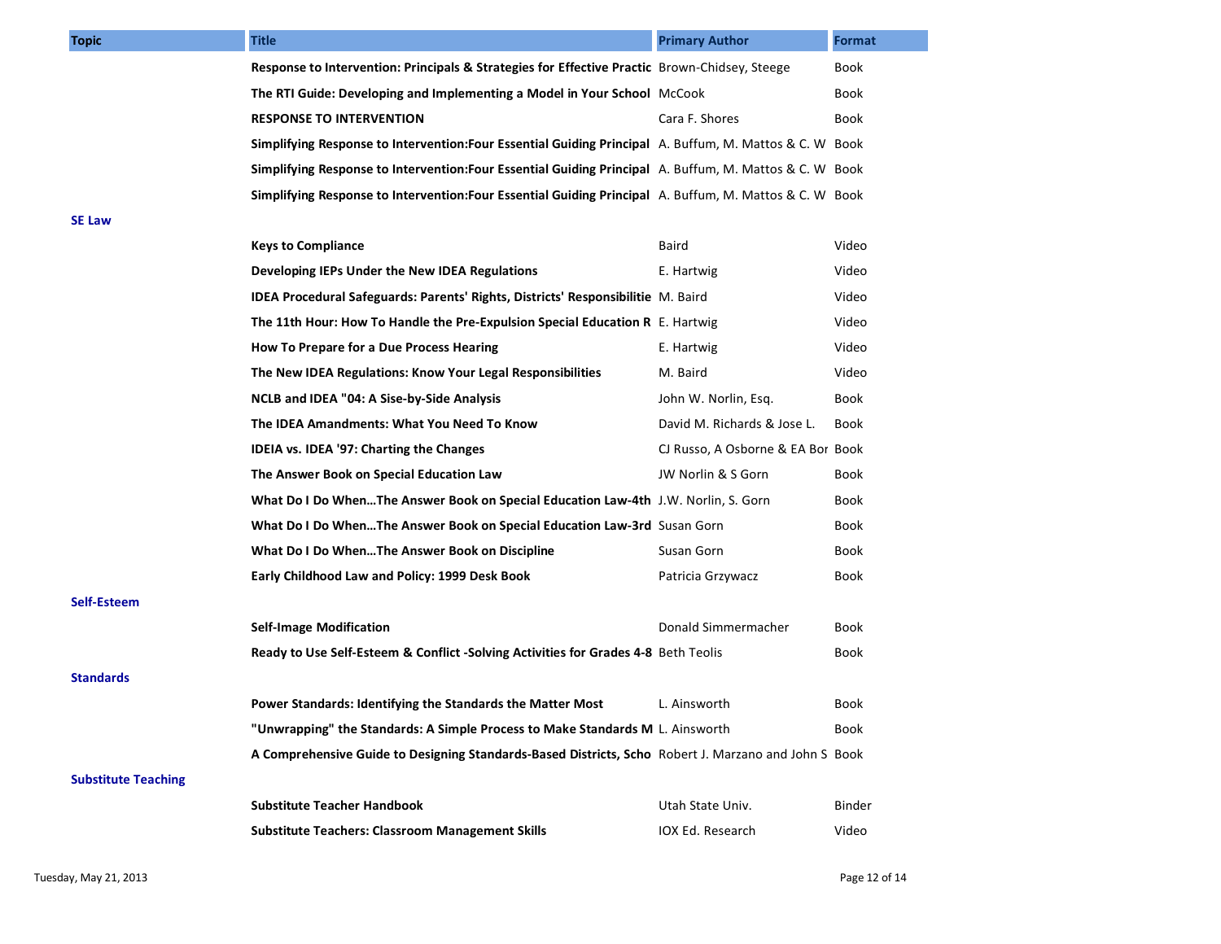| Topic | Title | Primary Author | Format |
|---|---|---|---|
| | **Response to Intervention: Principals & Strategies for Effective Practic** | Brown-Chidsey, Steege | Book |
| | **The RTI Guide: Developing and Implementing a Model in Your School** | McCook | Book |
| | **RESPONSE TO INTERVENTION** | Cara F. Shores | Book |
| | **Simplifying Response to Intervention:Four Essential Guiding Principal** | A. Buffum, M. Mattos & C. W | Book |
| | **Simplifying Response to Intervention:Four Essential Guiding Principal** | A. Buffum, M. Mattos & C. W | Book |
| | **Simplifying Response to Intervention:Four Essential Guiding Principal** | A. Buffum, M. Mattos & C. W | Book |
| **SE Law** | | | |
| | **Keys to Compliance** | Baird | Video |
| | **Developing IEPs Under the New IDEA Regulations** | E. Hartwig | Video |
| | **IDEA Procedural Safeguards: Parents' Rights, Districts' Responsibilitie** | M. Baird | Video |
| | **The 11th Hour: How To Handle the Pre-Expulsion Special Education R** | E. Hartwig | Video |
| | **How To Prepare for a Due Process Hearing** | E. Hartwig | Video |
| | **The New IDEA Regulations: Know Your Legal Responsibilities** | M. Baird | Video |
| | **NCLB and IDEA "04: A Sise-by-Side Analysis** | John W. Norlin, Esq. | Book |
| | **The IDEA Amandments: What You Need To Know** | David M. Richards & Jose L. | Book |
| | **IDEIA vs. IDEA '97: Charting the Changes** | CJ Russo, A Osborne & EA Bor | Book |
| | **The Answer Book on Special Education Law** | JW Norlin & S Gorn | Book |
| | **What Do I Do When…The Answer Book on Special Education Law-4th** | J.W. Norlin, S. Gorn | Book |
| | **What Do I Do When…The Answer Book on Special Education Law-3rd** | Susan Gorn | Book |
| | **What Do I Do When…The Answer Book on Discipline** | Susan Gorn | Book |
| | **Early Childhood Law and Policy: 1999 Desk Book** | Patricia Grzywacz | Book |
| **Self-Esteem** | | | |
| | **Self-Image Modification** | Donald Simmermacher | Book |
| | **Ready to Use Self-Esteem & Conflict -Solving Activities for Grades 4-8** | Beth Teolis | Book |
| **Standards** | | | |
| | **Power Standards: Identifying the Standards the Matter Most** | L. Ainsworth | Book |
| | **"Unwrapping" the Standards: A Simple Process to Make Standards M** | L. Ainsworth | Book |
| | **A Comprehensive Guide to Designing Standards-Based Districts, Scho** | Robert J. Marzano and John S | Book |
| **Substitute Teaching** | | | |
| | **Substitute Teacher Handbook** | Utah State Univ. | Binder |
| | **Substitute Teachers: Classroom Management Skills** | IOX Ed. Research | Video |

Tuesday, May 21, 2013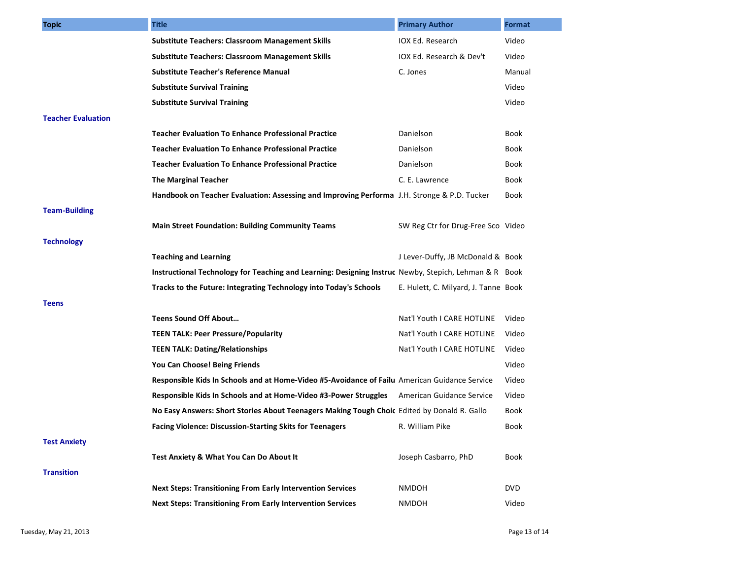| Topic | Title | Primary Author | Format |
|---|---|---|---|
| | **Substitute Teachers: Classroom Management Skills** | IOX Ed. Research | Video |
| | **Substitute Teachers: Classroom Management Skills** | IOX Ed. Research & Dev't | Video |
| | **Substitute Teacher's Reference Manual** | C. Jones | Manual |
| | **Substitute Survival Training** | | Video |
| | **Substitute Survival Training** | | Video |
| **Teacher Evaluation** | | | |
| | **Teacher Evaluation To Enhance Professional Practice** | Danielson | Book |
| | **Teacher Evaluation To Enhance Professional Practice** | Danielson | Book |
| | **Teacher Evaluation To Enhance Professional Practice** | Danielson | Book |
| | **The Marginal Teacher** | C. E. Lawrence | Book |
| | **Handbook on Teacher Evaluation: Assessing and Improving Performa** | J.H. Stronge & P.D. Tucker | Book |
| **Team-Building** | | | |
| | **Main Street Foundation: Building Community Teams** | SW Reg Ctr for Drug-Free Sco | Video |
| **Technology** | | | |
| | **Teaching and Learning** | J Lever-Duffy, JB McDonald & | Book |
| | **Instructional Technology for Teaching and Learning: Designing Instruc** | Newby, Stepich, Lehman & R | Book |
| | **Tracks to the Future: Integrating Technology into Today's Schools** | E. Hulett, C. Milyard, J. Tanne | Book |
| **Teens** | | | |
| | **Teens Sound Off About…** | Nat'l Youth I CARE HOTLINE | Video |
| | **TEEN TALK: Peer Pressure/Popularity** | Nat'l Youth I CARE HOTLINE | Video |
| | **TEEN TALK: Dating/Relationships** | Nat'l Youth I CARE HOTLINE | Video |
| | **You Can Choose! Being Friends** | | Video |
| | **Responsible Kids In Schools and at Home-Video #5-Avoidance of Failu** | American Guidance Service | Video |
| | **Responsible Kids In Schools and at Home-Video #3-Power Struggles** | American Guidance Service | Video |
| | **No Easy Answers: Short Stories About Teenagers Making Tough Choic** | Edited by Donald R. Gallo | Book |
| | **Facing Violence: Discussion-Starting Skits for Teenagers** | R. William Pike | Book |
| **Test Anxiety** | | | |
| | **Test Anxiety & What You Can Do About It** | Joseph Casbarro, PhD | Book |
| **Transition** | | | |
| | **Next Steps: Transitioning From Early Intervention Services** | NMDOH | DVD |
| | **Next Steps: Transitioning From Early Intervention Services** | NMDOH | Video |

Tuesday, May 21, 2013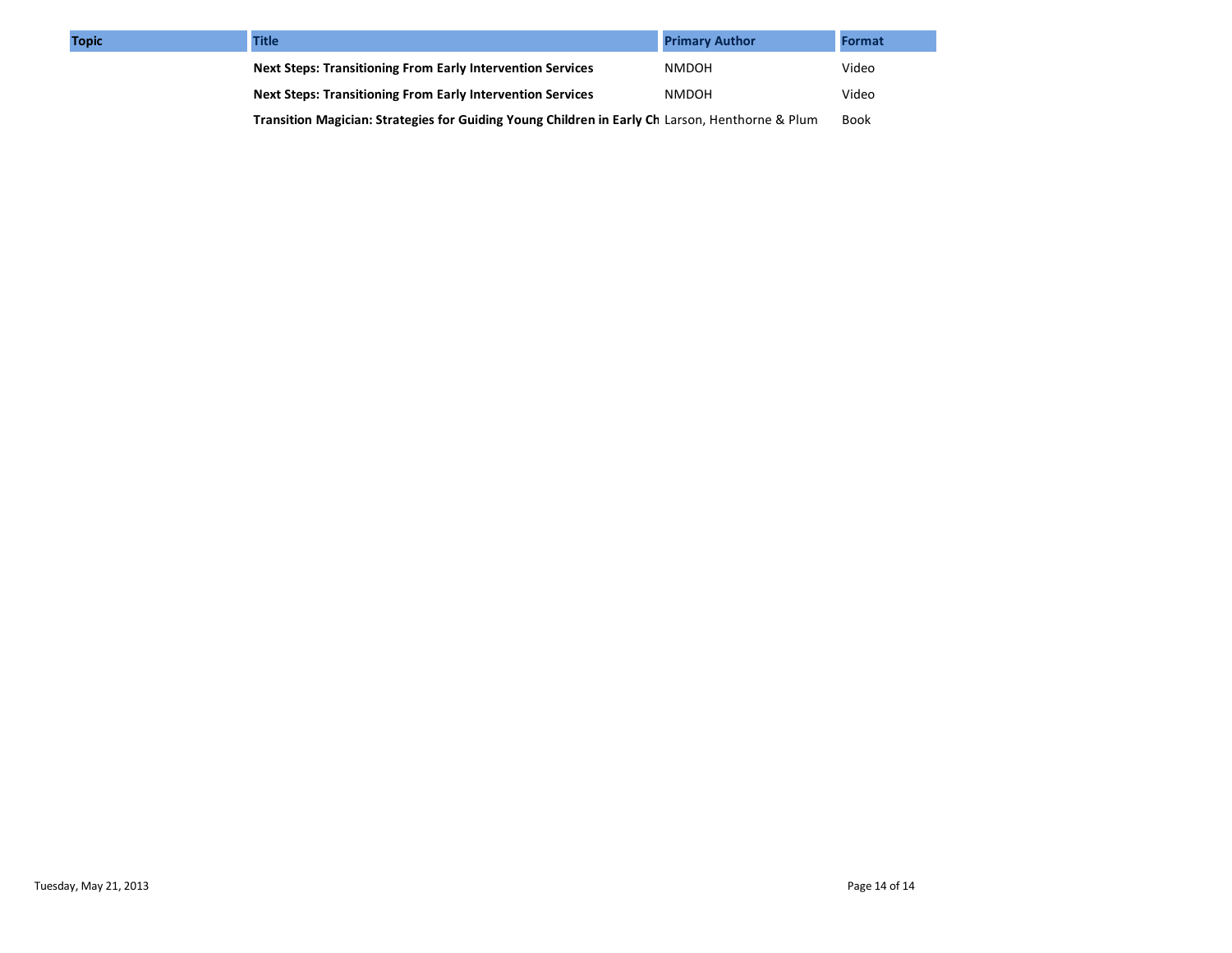| Topic | Title | Primary Author | Format |
|---|---|---|---|
| | **Next Steps: Transitioning From Early Intervention Services** | NMDOH | Video |
| | **Next Steps: Transitioning From Early Intervention Services** | NMDOH | Video |
| | **Transition Magician: Strategies for Guiding Young Children in Early Ch** | Larson, Henthorne & Plum | Book |

Tuesday, May 21, 2013